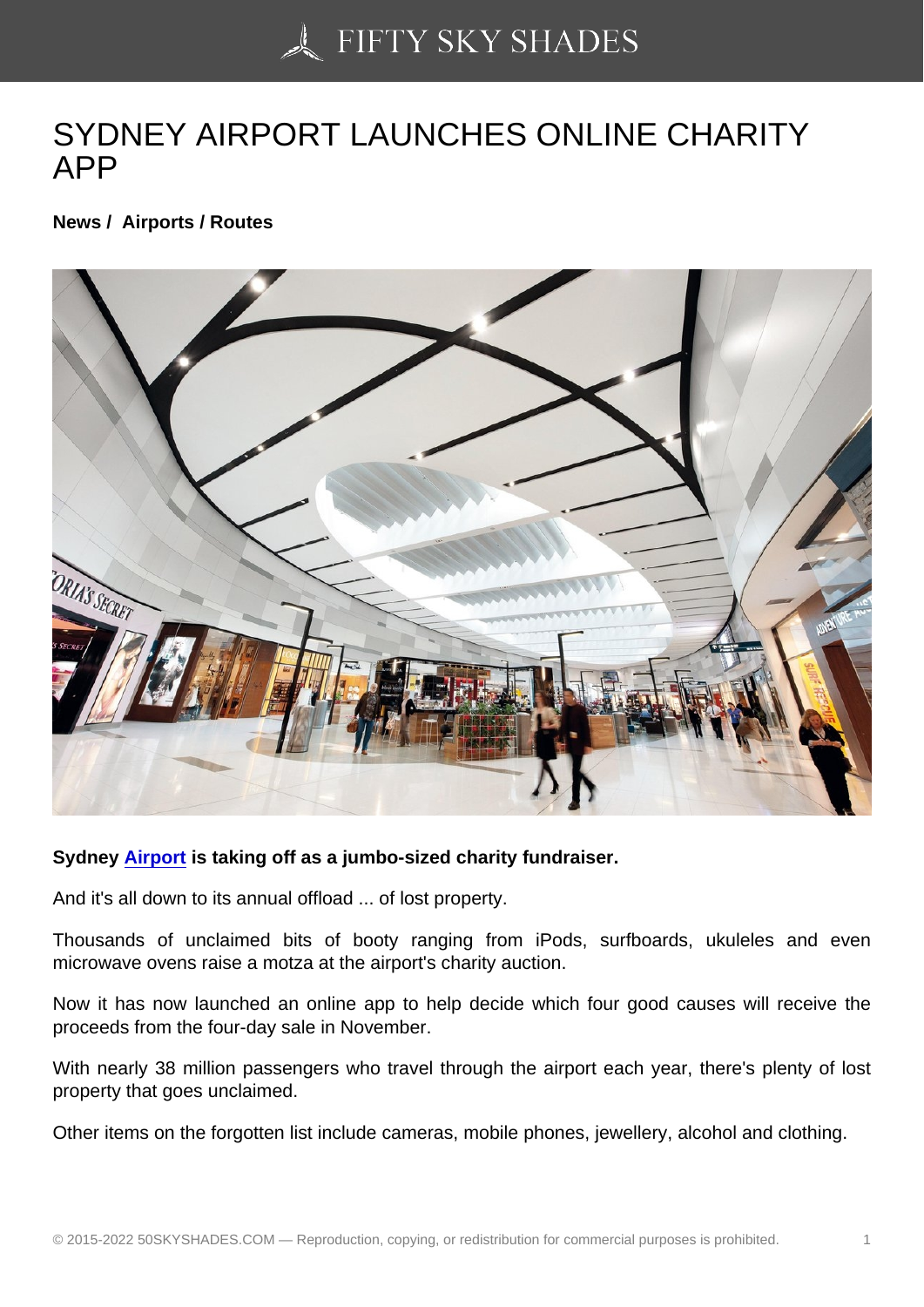# SYDNEY AIRPORT LAUNCHES ONLINE CHARITY APP

**News / Airports / Routes**

**Sydney Airport is taking off as a jumbo-sized charity fundraiser.**

And it's all down to its annual offload ... of lost property.

Thousands of unclaimed bits of booty ranging from iPods, surfboards, ukuleles and even microwave ovens raise a motza at the airport's charity auction.

Now it has now launched an online app to help decide which four good causes will receive the proceeds from the four-day sale in November.

With nearly 38 million passengers who travel through the airport each year, there's plenty of lost property that goes unclaimed.

Other items on the forgotten list include cameras, mobile phones, jewellery, alcohol and clothing.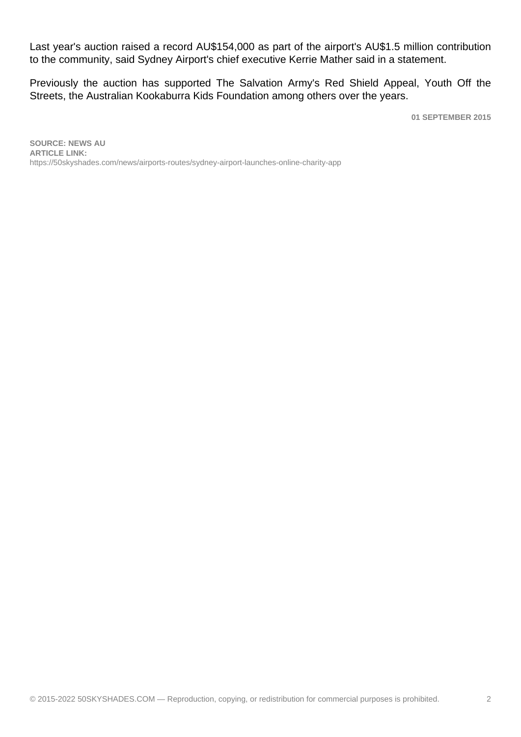Last year's auction raised a record AU$154,000 as part of the airport's AU$1.5 million contribution to the community, said Sydney Airport's chief executive Kerrie Mather said in a statement.

Previously the auction has supported The Salvation Army's Red Shield Appeal, Youth Off the Streets, the Australian Kookaburra Kids Foundation among others over the years.

**01 SEPTEMBER 2015**

**SOURCE: NEWS AU**
**ARTICLE LINK:**
https://50skyshades.com/news/airports-routes/sydney-airport-launches-online-charity-app